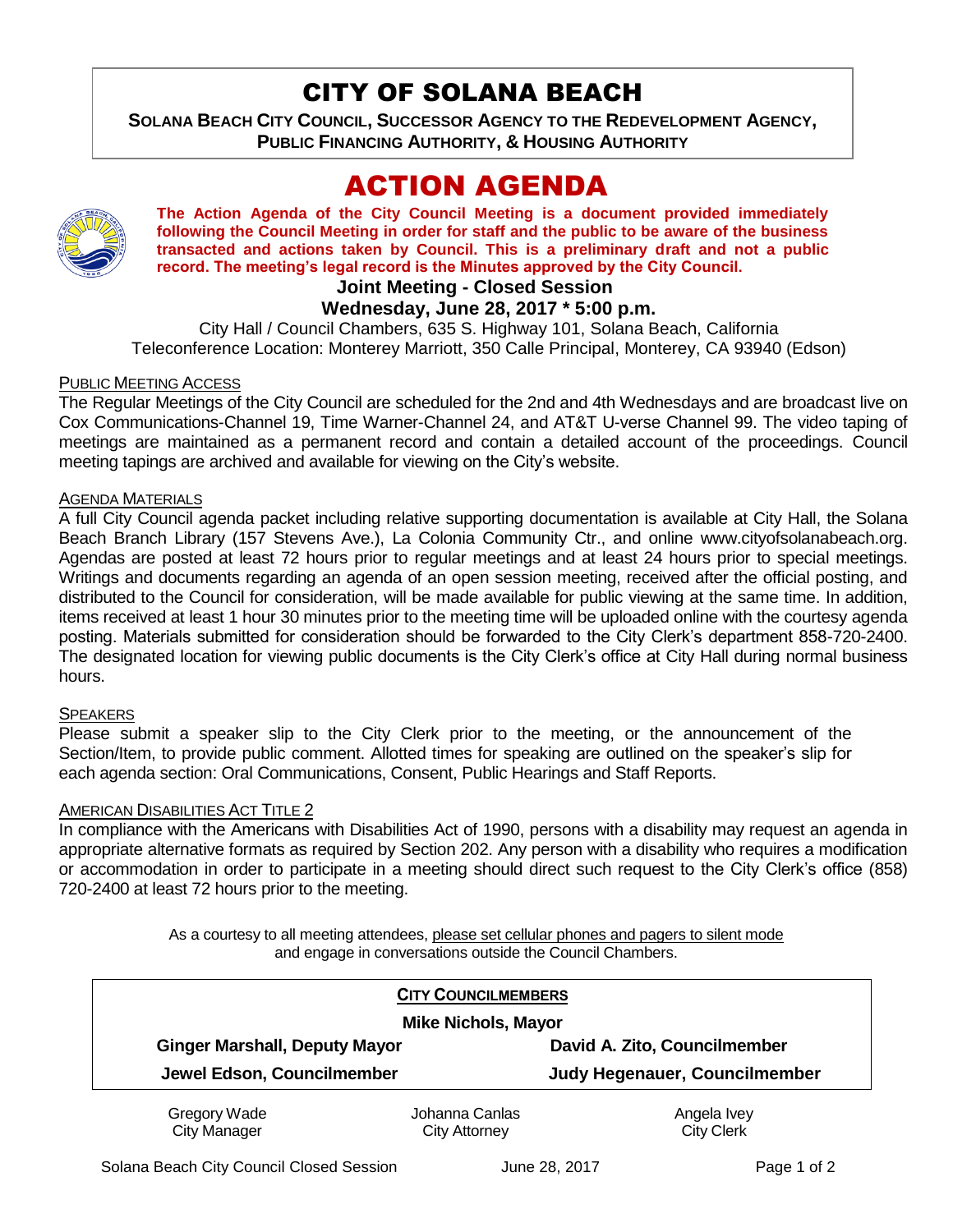# CITY OF SOLANA BEACH

**SOLANA BEACH CITY COUNCIL, SUCCESSOR AGENCY TO THE REDEVELOPMENT AGENCY, PUBLIC FINANCING AUTHORITY, & HOUSING AUTHORITY**

# ACTION AGENDA

**The Action Agenda of the City Council Meeting is a document provided immediately following the Council Meeting in order for staff and the public to be aware of the business transacted and actions taken by Council. This is a preliminary draft and not a public record. The meeting's legal record is the Minutes approved by the City Council.**

**Joint Meeting - Closed Session**

**Wednesday, June 28, 2017 * 5:00 p.m.**

City Hall / Council Chambers, 635 S. Highway 101, Solana Beach, California
Teleconference Location: Monterey Marriott, 350 Calle Principal, Monterey, CA 93940 (Edson)

PUBLIC MEETING ACCESS

The Regular Meetings of the City Council are scheduled for the 2nd and 4th Wednesdays and are broadcast live on Cox Communications-Channel 19, Time Warner-Channel 24, and AT&T U-verse Channel 99. The video taping of meetings are maintained as a permanent record and contain a detailed account of the proceedings. Council meeting tapings are archived and available for viewing on the City's website.

AGENDA MATERIALS

A full City Council agenda packet including relative supporting documentation is available at City Hall, the Solana Beach Branch Library (157 Stevens Ave.), La Colonia Community Ctr., and online www.cityofsolanabeach.org. Agendas are posted at least 72 hours prior to regular meetings and at least 24 hours prior to special meetings. Writings and documents regarding an agenda of an open session meeting, received after the official posting, and distributed to the Council for consideration, will be made available for public viewing at the same time. In addition, items received at least 1 hour 30 minutes prior to the meeting time will be uploaded online with the courtesy agenda posting. Materials submitted for consideration should be forwarded to the City Clerk's department 858-720-2400. The designated location for viewing public documents is the City Clerk's office at City Hall during normal business hours.

SPEAKERS

Please submit a speaker slip to the City Clerk prior to the meeting, or the announcement of the Section/Item, to provide public comment. Allotted times for speaking are outlined on the speaker's slip for each agenda section: Oral Communications, Consent, Public Hearings and Staff Reports.

AMERICAN DISABILITIES ACT TITLE 2

In compliance with the Americans with Disabilities Act of 1990, persons with a disability may request an agenda in appropriate alternative formats as required by Section 202. Any person with a disability who requires a modification or accommodation in order to participate in a meeting should direct such request to the City Clerk's office (858) 720-2400 at least 72 hours prior to the meeting.

As a courtesy to all meeting attendees, please set cellular phones and pagers to silent mode and engage in conversations outside the Council Chambers.

**CITY COUNCILMEMBERS**

**Mike Nichols, Mayor**

| | |
|---|---|
| **Ginger Marshall, Deputy Mayor** | **David A. Zito, Councilmember** |
| **Jewel Edson, Councilmember** | **Judy Hegenauer, Councilmember** |

| | | |
|---|---|---|
| Gregory Wade<br>City Manager | Johanna Canlas<br>City Attorney | Angela Ivey<br>City Clerk |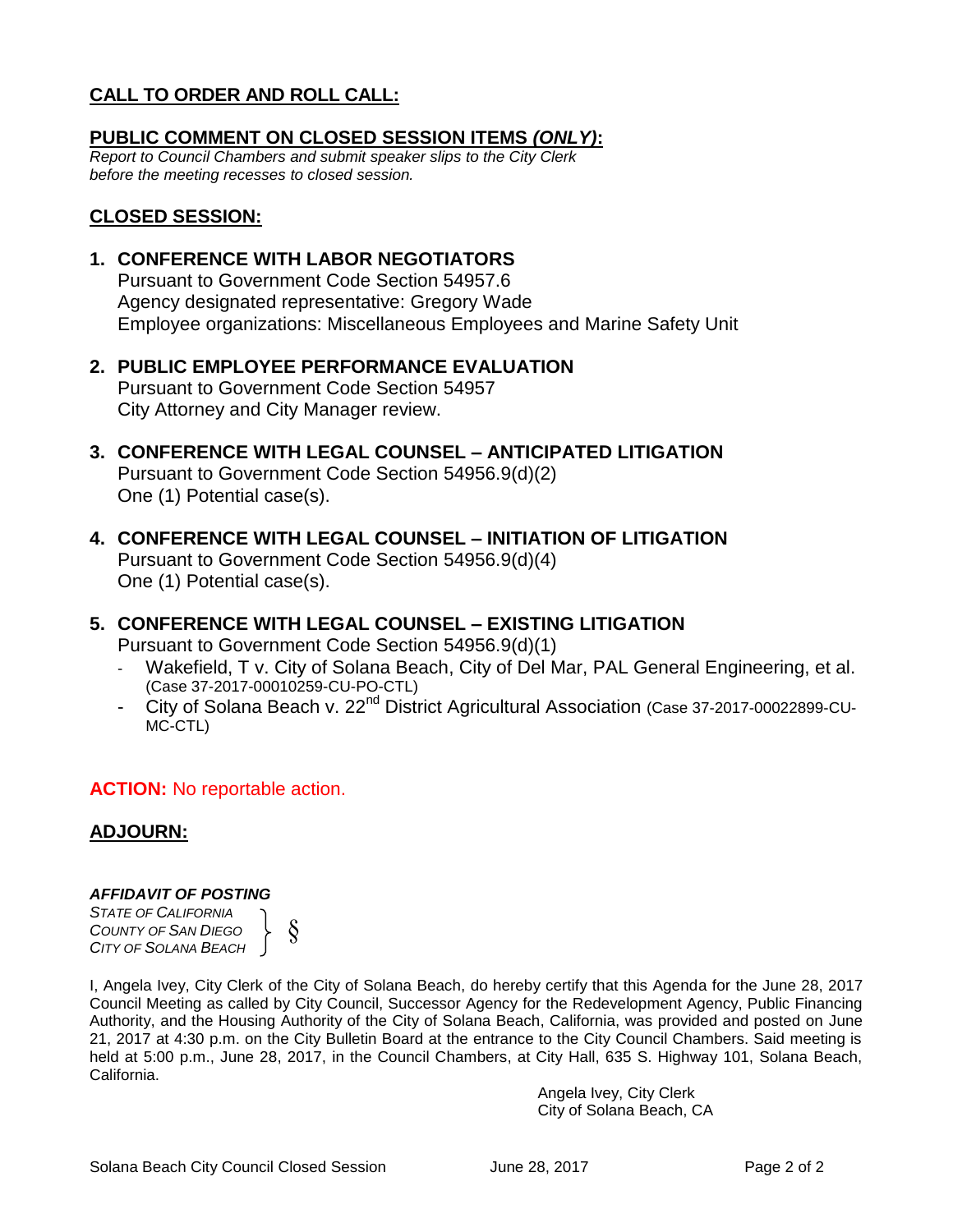## CALL TO ORDER AND ROLL CALL:

## PUBLIC COMMENT ON CLOSED SESSION ITEMS *(ONLY)*:

*Report to Council Chambers and submit speaker slips to the City Clerk before the meeting recesses to closed session.*

## CLOSED SESSION:

**1. CONFERENCE WITH LABOR NEGOTIATORS**
Pursuant to Government Code Section 54957.6
Agency designated representative: Gregory Wade
Employee organizations: Miscellaneous Employees and Marine Safety Unit

**2. PUBLIC EMPLOYEE PERFORMANCE EVALUATION**
Pursuant to Government Code Section 54957
City Attorney and City Manager review.

**3. CONFERENCE WITH LEGAL COUNSEL – ANTICIPATED LITIGATION**
Pursuant to Government Code Section 54956.9(d)(2)
One (1) Potential case(s).

**4. CONFERENCE WITH LEGAL COUNSEL – INITIATION OF LITIGATION**
Pursuant to Government Code Section 54956.9(d)(4)
One (1) Potential case(s).

**5. CONFERENCE WITH LEGAL COUNSEL – EXISTING LITIGATION**
Pursuant to Government Code Section 54956.9(d)(1)

- Wakefield, T v. City of Solana Beach, City of Del Mar, PAL General Engineering, et al. (Case 37-2017-00010259-CU-PO-CTL)
- City of Solana Beach v. 22nd District Agricultural Association (Case 37-2017-00022899-CU-MC-CTL)

**ACTION:** No reportable action.

## ADJOURN:

***AFFIDAVIT OF POSTING***

*STATE OF CALIFORNIA*
*COUNTY OF SAN DIEGO* §
*CITY OF SOLANA BEACH*

I, Angela Ivey, City Clerk of the City of Solana Beach, do hereby certify that this Agenda for the June 28, 2017 Council Meeting as called by City Council, Successor Agency for the Redevelopment Agency, Public Financing Authority, and the Housing Authority of the City of Solana Beach, California, was provided and posted on June 21, 2017 at 4:30 p.m. on the City Bulletin Board at the entrance to the City Council Chambers. Said meeting is held at 5:00 p.m., June 28, 2017, in the Council Chambers, at City Hall, 635 S. Highway 101, Solana Beach, California.

Angela Ivey, City Clerk
City of Solana Beach, CA